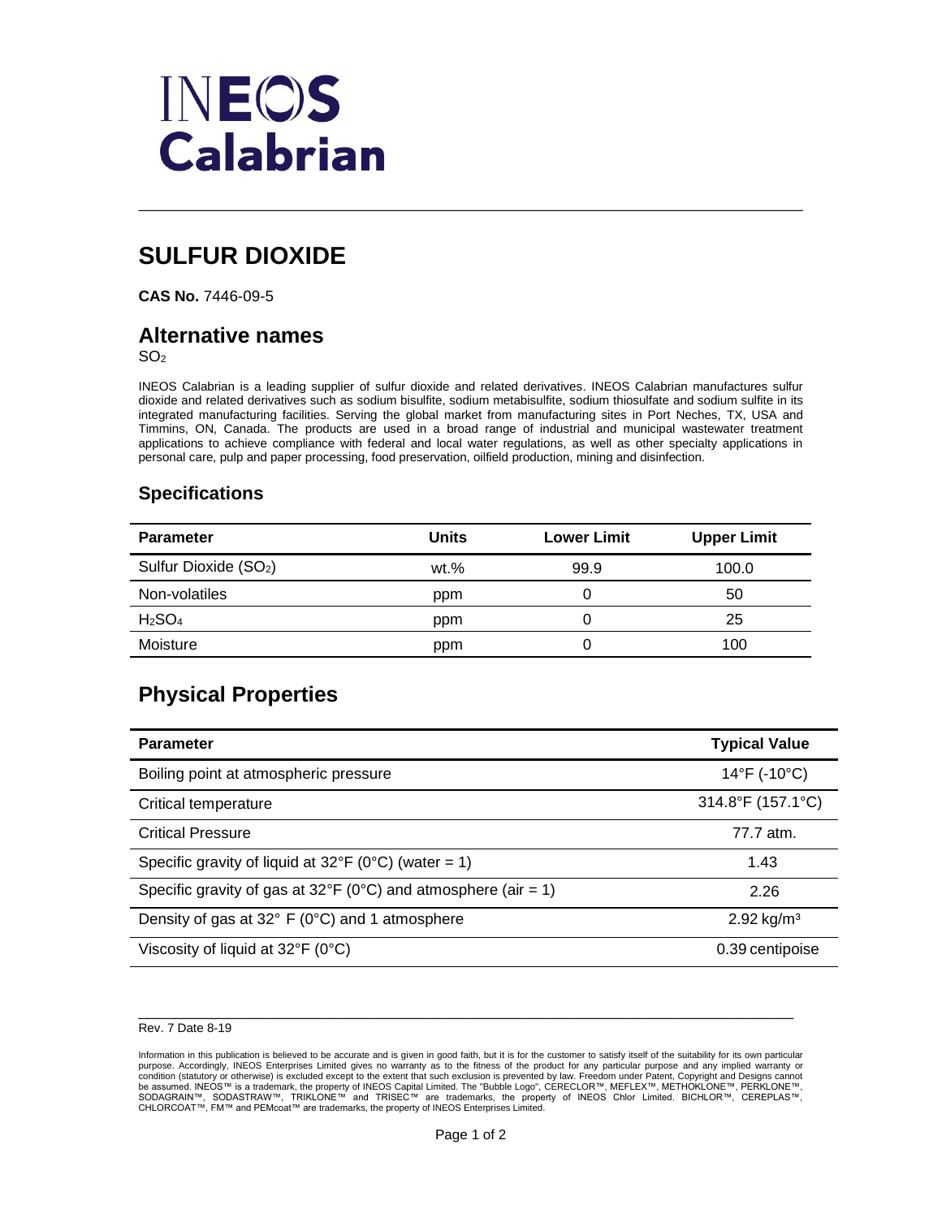# INEOS Calabrian

# SULFUR DIOXIDE

**CAS No.** 7446-09-5

## Alternative names

$SO_2$

INEOS Calabrian is a leading supplier of sulfur dioxide and related derivatives. INEOS Calabrian manufactures sulfur dioxide and related derivatives such as sodium bisulfite, sodium metabisulfite, sodium thiosulfate and sodium sulfite in its integrated manufacturing facilities. Serving the global market from manufacturing sites in Port Neches, TX, USA and Timmins, ON, Canada. The products are used in a broad range of industrial and municipal wastewater treatment applications to achieve compliance with federal and local water regulations, as well as other specialty applications in personal care, pulp and paper processing, food preservation, oilfield production, mining and disinfection.

### Specifications

| Parameter | Units | Lower Limit | Upper Limit |
|---|---|---|---|
| Sulfur Dioxide ($SO_2$) | wt.% | 99.9 | 100.0 |
| Non-volatiles | ppm | 0 | 50 |
| $H_2SO_4$ | ppm | 0 | 25 |
| Moisture | ppm | 0 | 100 |

## Physical Properties

| Parameter | Typical Value |
|---|---|
| Boiling point at atmospheric pressure | 14°F (-10°C) |
| Critical temperature | 314.8°F (157.1°C) |
| Critical Pressure | 77.7 atm. |
| Specific gravity of liquid at 32°F (0°C) (water = 1) | 1.43 |
| Specific gravity of gas at 32°F (0°C) and atmosphere (air = 1) | 2.26 |
| Density of gas at 32° F (0°C) and 1 atmosphere | 2.92 kg/m³ |
| Viscosity of liquid at 32°F (0°C) | 0.39 centipoise |

Rev. 7 Date 8-19

Information in this publication is believed to be accurate and is given in good faith, but it is for the customer to satisfy itself of the suitability for its own particular purpose. Accordingly, INEOS Enterprises Limited gives no warranty as to the fitness of the product for any particular purpose and any implied warranty or condition (statutory or otherwise) is excluded except to the extent that such exclusion is prevented by law. Freedom under Patent, Copyright and Designs cannot be assumed. INEOS™ is a trademark, the property of INEOS Capital Limited. The "Bubble Logo", CERECLOR™, MEFLEX™, METHOKLONE™, PERKLONE™, SODAGRAIN™, SODASTRAW™, TRIKLONE™ and TRISEC™ are trademarks, the property of INEOS Chlor Limited. BICHLOR™, CEREPLAS™, CHLORCOAT™, FM™ and PEMcoat™ are trademarks, the property of INEOS Enterprises Limited.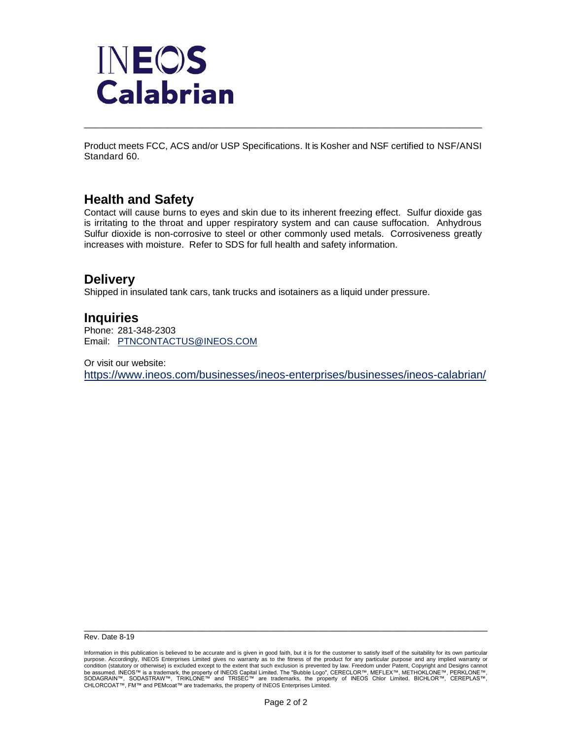# INEOS Calabrian

Product meets FCC, ACS and/or USP Specifications. It is Kosher and NSF certified to NSF/ANSI Standard 60.

## Health and Safety

Contact will cause burns to eyes and skin due to its inherent freezing effect. Sulfur dioxide gas is irritating to the throat and upper respiratory system and can cause suffocation. Anhydrous Sulfur dioxide is non-corrosive to steel or other commonly used metals. Corrosiveness greatly increases with moisture. Refer to SDS for full health and safety information.

## Delivery

Shipped in insulated tank cars, tank trucks and isotainers as a liquid under pressure.

## Inquiries

Phone: 281-348-2303
Email: PTNCONTACTUS@INEOS.COM

Or visit our website:
https://www.ineos.com/businesses/ineos-enterprises/businesses/ineos-calabrian/

Rev. Date 8-19

Information in this publication is believed to be accurate and is given in good faith, but it is for the customer to satisfy itself of the suitability for its own particular purpose. Accordingly, INEOS Enterprises Limited gives no warranty as to the fitness of the product for any particular purpose and any implied warranty or condition (statutory or otherwise) is excluded except to the extent that such exclusion is prevented by law. Freedom under Patent, Copyright and Designs cannot be assumed. INEOS™ is a trademark, the property of INEOS Capital Limited. The "Bubble Logo", CERECLOR™, MEFLEX™, METHOKLONE™, PERKLONE™, SODAGRAIN™, SODASTRAW™, TRIKLONE™ and TRISEC™ are trademarks, the property of INEOS Chlor Limited. BICHLOR™, CEREPLAS™, CHLORCOAT™, FM™ and PEMcoat™ are trademarks, the property of INEOS Enterprises Limited.